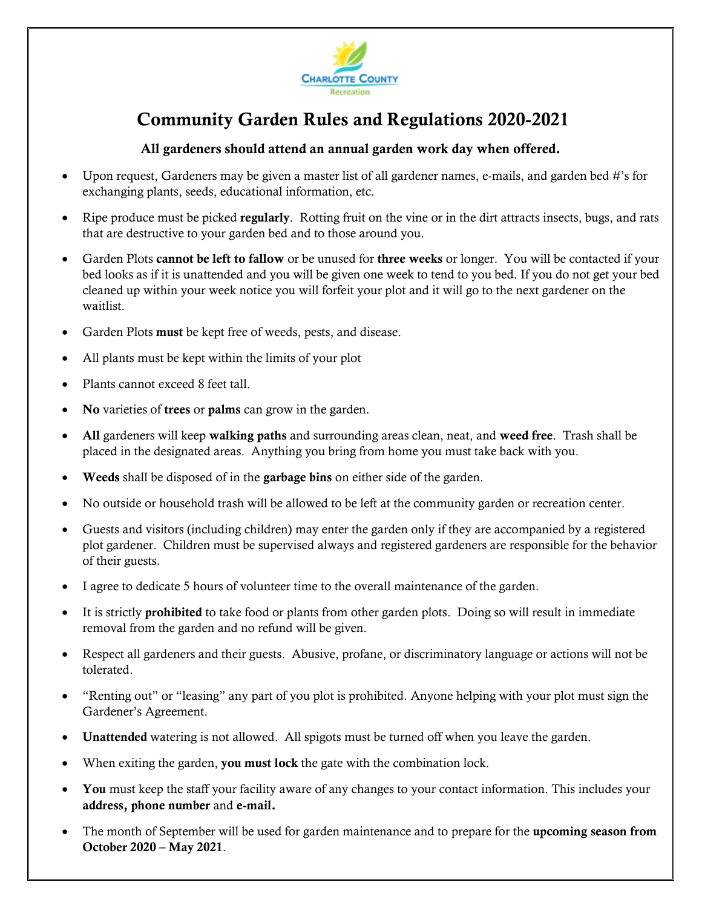Charlotte County Recreation

# Community Garden Rules and Regulations 2020-2021

**All gardeners should attend an annual garden work day when offered.**

- Upon request, Gardeners may be given a master list of all gardener names, e-mails, and garden bed #'s for exchanging plants, seeds, educational information, etc.
- Ripe produce must be picked **regularly**. Rotting fruit on the vine or in the dirt attracts insects, bugs, and rats that are destructive to your garden bed and to those around you.
- Garden Plots **cannot be left to fallow** or be unused for **three weeks** or longer. You will be contacted if your bed looks as if it is unattended and you will be given one week to tend to you bed. If you do not get your bed cleaned up within your week notice you will forfeit your plot and it will go to the next gardener on the waitlist.
- Garden Plots **must** be kept free of weeds, pests, and disease.
- All plants must be kept within the limits of your plot
- Plants cannot exceed 8 feet tall.
- **No** varieties of **trees** or **palms** can grow in the garden.
- **All** gardeners will keep **walking paths** and surrounding areas clean, neat, and **weed free**. Trash shall be placed in the designated areas. Anything you bring from home you must take back with you.
- **Weeds** shall be disposed of in the **garbage bins** on either side of the garden.
- No outside or household trash will be allowed to be left at the community garden or recreation center.
- Guests and visitors (including children) may enter the garden only if they are accompanied by a registered plot gardener. Children must be supervised always and registered gardeners are responsible for the behavior of their guests.
- I agree to dedicate 5 hours of volunteer time to the overall maintenance of the garden.
- It is strictly **prohibited** to take food or plants from other garden plots. Doing so will result in immediate removal from the garden and no refund will be given.
- Respect all gardeners and their guests. Abusive, profane, or discriminatory language or actions will not be tolerated.
- "Renting out" or "leasing" any part of you plot is prohibited. Anyone helping with your plot must sign the Gardener's Agreement.
- **Unattended** watering is not allowed. All spigots must be turned off when you leave the garden.
- When exiting the garden, **you must lock** the gate with the combination lock.
- **You** must keep the staff your facility aware of any changes to your contact information. This includes your **address, phone number** and **e-mail.**
- The month of September will be used for garden maintenance and to prepare for the **upcoming season from October 2020 – May 2021**.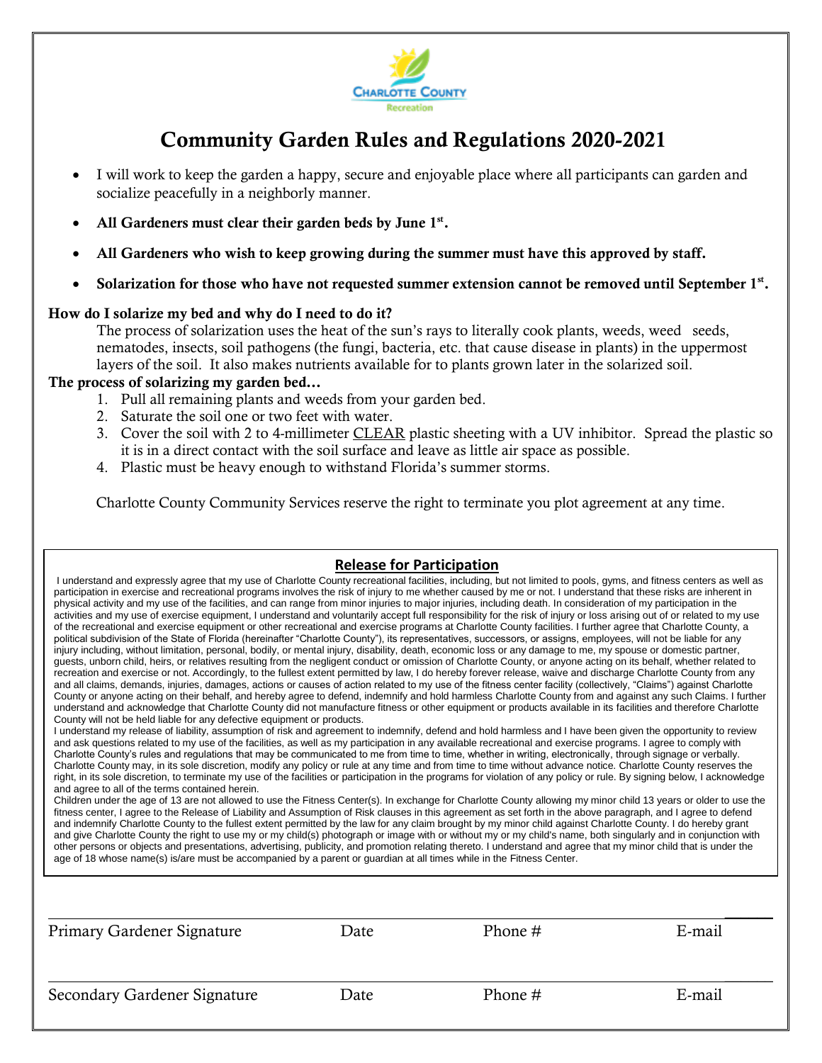CHARLOTTE COUNTY
Recreation

# Community Garden Rules and Regulations 2020-2021

- I will work to keep the garden a happy, secure and enjoyable place where all participants can garden and socialize peacefully in a neighborly manner.
- **All Gardeners must clear their garden beds by June 1st.**
- **All Gardeners who wish to keep growing during the summer must have this approved by staff.**
- **Solarization for those who have not requested summer extension cannot be removed until September 1st.**

**How do I solarize my bed and why do I need to do it?**

The process of solarization uses the heat of the sun's rays to literally cook plants, weeds, weed seeds, nematodes, insects, soil pathogens (the fungi, bacteria, etc. that cause disease in plants) in the uppermost layers of the soil. It also makes nutrients available for to plants grown later in the solarized soil.

**The process of solarizing my garden bed…**

1. Pull all remaining plants and weeds from your garden bed.
2. Saturate the soil one or two feet with water.
3. Cover the soil with 2 to 4-millimeter CLEAR plastic sheeting with a UV inhibitor. Spread the plastic so it is in a direct contact with the soil surface and leave as little air space as possible.
4. Plastic must be heavy enough to withstand Florida's summer storms.

Charlotte County Community Services reserve the right to terminate you plot agreement at any time.

## Release for Participation

I understand and expressly agree that my use of Charlotte County recreational facilities, including, but not limited to pools, gyms, and fitness centers as well as participation in exercise and recreational programs involves the risk of injury to me whether caused by me or not. I understand that these risks are inherent in physical activity and my use of the facilities, and can range from minor injuries to major injuries, including death. In consideration of my participation in the activities and my use of exercise equipment, I understand and voluntarily accept full responsibility for the risk of injury or loss arising out of or related to my use of the recreational and exercise equipment or other recreational and exercise programs at Charlotte County facilities. I further agree that Charlotte County, a political subdivision of the State of Florida (hereinafter "Charlotte County"), its representatives, successors, or assigns, employees, will not be liable for any injury including, without limitation, personal, bodily, or mental injury, disability, death, economic loss or any damage to me, my spouse or domestic partner, guests, unborn child, heirs, or relatives resulting from the negligent conduct or omission of Charlotte County, or anyone acting on its behalf, whether related to recreation and exercise or not. Accordingly, to the fullest extent permitted by law, I do hereby forever release, waive and discharge Charlotte County from any and all claims, demands, injuries, damages, actions or causes of action related to my use of the fitness center facility (collectively, "Claims") against Charlotte County or anyone acting on their behalf, and hereby agree to defend, indemnify and hold harmless Charlotte County from and against any such Claims. I further understand and acknowledge that Charlotte County did not manufacture fitness or other equipment or products available in its facilities and therefore Charlotte County will not be held liable for any defective equipment or products.

I understand my release of liability, assumption of risk and agreement to indemnify, defend and hold harmless and I have been given the opportunity to review and ask questions related to my use of the facilities, as well as my participation in any available recreational and exercise programs. I agree to comply with Charlotte County's rules and regulations that may be communicated to me from time to time, whether in writing, electronically, through signage or verbally. Charlotte County may, in its sole discretion, modify any policy or rule at any time and from time to time without advance notice. Charlotte County reserves the right, in its sole discretion, to terminate my use of the facilities or participation in the programs for violation of any policy or rule. By signing below, I acknowledge and agree to all of the terms contained herein.

Children under the age of 13 are not allowed to use the Fitness Center(s). In exchange for Charlotte County allowing my minor child 13 years or older to use the fitness center, I agree to the Release of Liability and Assumption of Risk clauses in this agreement as set forth in the above paragraph, and I agree to defend and indemnify Charlotte County to the fullest extent permitted by the law for any claim brought by my minor child against Charlotte County. I do hereby grant and give Charlotte County the right to use my or my child(s) photograph or image with or without my or my child's name, both singularly and in conjunction with other persons or objects and presentations, advertising, publicity, and promotion relating thereto. I understand and agree that my minor child that is under the age of 18 whose name(s) is/are must be accompanied by a parent or guardian at all times while in the Fitness Center.

Primary Gardener Signature　　Date　　Phone #　　E-mail

Secondary Gardener Signature　　Date　　Phone #　　E-mail